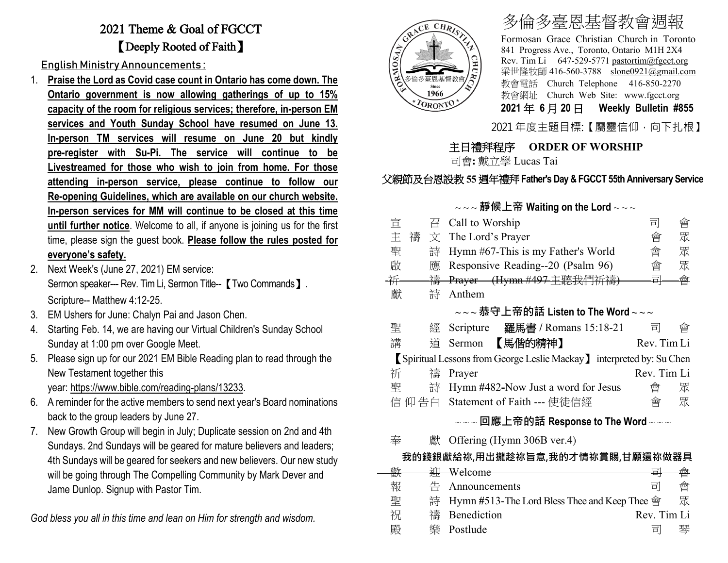# 2021 Theme & Goal of FGCCT

## 【Deeply Rooted of Faith】

**English Ministry Announcements:**

1. **Praise the Lord as Covid case count in Ontario has come down. The Ontario government is now allowing gatherings of up to 15% capacity of the room for religious services; therefore, in-person EM services and Youth Sunday School have resumed on June 13. In-person TM services will resume on June 20 but kindly pre-register with Su-Pi. The service will continue to be Livestreamed for those who wish to join from home. For those attending in-person service, please continue to follow our Re-opening Guidelines, which are available on our church website. In-person services for MM will continue to be closed at this time until further notice**. Welcome to all, if anyone is joining us for the first time, please sign the guest book. **Please follow the rules posted for everyone's safety.**
2. Next Week's (June 27, 2021) EM service:
   Sermon speaker--- Rev. Tim Li, Sermon Title--【Two Commands】.
   Scripture-- Matthew 4:12-25.
3. EM Ushers for June: Chalyn Pai and Jason Chen.
4. Starting Feb. 14, we are having our Virtual Children's Sunday School Sunday at 1:00 pm over Google Meet.
5. Please sign up for our 2021 EM Bible Reading plan to read through the New Testament together this year: https://www.bible.com/reading-plans/13233.
6. A reminder for the active members to send next year's Board nominations back to the group leaders by June 27.
7. New Growth Group will begin in July; Duplicate session on 2nd and 4th Sundays. 2nd Sundays will be geared for mature believers and leaders; 4th Sundays will be geared for seekers and new believers. Our new study will be going through The Compelling Community by Mark Dever and Jame Dunlop. Signup with Pastor Tim.

*God bless you all in this time and lean on Him for strength and wisdom.*

# 多倫多臺恩基督教會週報

Formosan Grace Christian Church in Toronto
841 Progress Ave., Toronto, Ontario M1H 2X4
Rev. Tim Li 647-529-5771 pastortim@fgcct.org
梁世隆牧師 416-560-3788 slone0921@gmail.com
教會電話 Church Telephone 416-850-2270
教會網址 Church Web Site: www.fgcct.org

**2021 年 6 月 20 日 Weekly Bulletin #855**

2021 年度主題目標:【屬靈信仰，向下扎根】

## 主日禮拜程序 ORDER OF WORSHIP

司會: 戴立學 Lucas Tai

**父親節及台恩設教 55 週年禮拜 Father's Day & FGCCT 55th Anniversary Service**

### ~~~ 靜候上帝 Waiting on the Lord ~~~

| | | |
|---|---|---|
| 宣召 | Call to Worship | 司會 |
| 主禱文 | The Lord's Prayer | 會眾 |
| 聖詩 | Hymn #67-This is my Father's World | 會眾 |
| 啟應 | Responsive Reading--20 (Psalm 96) | 會眾 |
| ~~祈禱~~ | ~~Prayer (Hymn #497 主聽我們祈禱)~~ | ~~司會~~ |
| 獻詩 | Anthem | |

### ~~~ 恭守上帝的話 Listen to The Word ~~~

| | | |
|---|---|---|
| 聖經 | Scripture **羅馬書** / Romans 15:18-21 | 司會 |
| 講道 | Sermon **【馬偕的精神】** | Rev. Tim Li |
| | 【Spiritual Lessons from George Leslie Mackay】 interpreted by: Su Chen | |
| 祈禱 | Prayer | Rev. Tim Li |
| 聖詩 | Hymn #482-Now Just a word for Jesus | 會眾 |
| 信仰告白 | Statement of Faith --- 使徒信經 | 會眾 |

### ~~~ 回應上帝的話 Response to The Word ~~~

| | | |
|---|---|---|
| 奉獻 | Offering (Hymn 306B ver.4) | |

**我的錢銀獻給祢,用出攏趁祢旨意,我的才情祢賞賜,甘願還祢做器具**

| | | |
|---|---|---|
| ~~歡迎~~ | ~~Welcome~~ | ~~司會~~ |
| 報告 | Announcements | 司會 |
| 聖詩 | Hymn #513-The Lord Bless Thee and Keep Thee | 會眾 |
| 祝禱 | Benediction | Rev. Tim Li |
| 殿樂 | Postlude | 司琴 |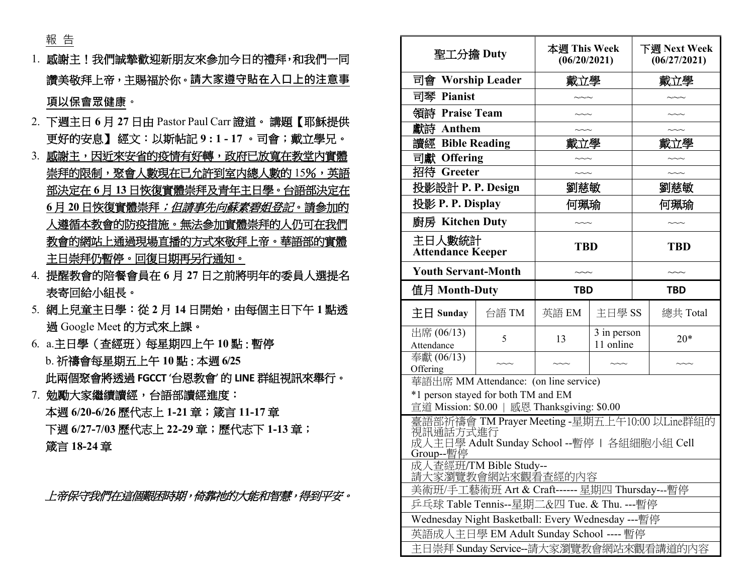報 告

1. **感謝主！我們誠摯歡迎新朋友來參加今日的禮拜,和我們一同讚美敬拜上帝，主賜福於你。請大家遵守貼在入口上的注意事項以保會眾健康。**
2. **下週主日 6 月 27 日由 Pastor Paul Carr 證道。 講題【耶穌提供更好的安息】 經文：以斯帖記 9 : 1 - 17 。司會；戴立學兄。**
3. **感謝主，因近來安省的疫情有好轉，政府已放寬在教堂內實體崇拜的限制，聚會人數現在已允許到室內總人數的 15%，英語部決定在 6 月 13 日恢復實體崇拜及青年主日學。台語部決定在 6 月 20 日恢復實體崇拜；*但請事先向蘇素碧姐登記*。請參加的人遵循本教會的防疫措施。無法參加實體崇拜的人仍可在我們教會的網站上通過現場直播的方式來敬拜上帝。華語部的實體主日崇拜仍暫停。回復日期再另行通知。**
4. **提醒教會的陪餐會員在 6 月 27 日之前將明年的委員人選提名表寄回給小組長。**
5. **網上兒童主日學：從 2 月 14 日開始，由每個主日下午 1 點透過 Google Meet 的方式來上課。**
6. **a.主日學（查經班）每星期四上午 10 點 : 暫停**
   **b. 祈禱會每星期五上午 10 點 : 本週 6/25**
   **此兩個聚會將透過 FGCCT '台恩教會' 的 LINE 群組視訊來舉行。**
7. **勉勵大家繼續讀經，台語部讀經進度：**
   **本週 6/20-6/26 歷代志上 1-21 章；箴言 11-17 章**
   **下週 6/27-7/03 歷代志上 22-29 章；歷代志下 1-13 章；箴言 18-24 章**

***上帝保守我們在這個艱困時期，倚靠祂的大能和智慧，得到平安。***

| 聖工分擔 Duty | 本週 This Week (06/20/2021) | 下週 Next Week (06/27/2021) |
|---|---|---|
| 司會 Worship Leader | 戴立學 | 戴立學 |
| 司琴 Pianist | ~~~ | ~~~ |
| 領詩 Praise Team | ~~~ | ~~~ |
| 獻詩 Anthem | ~~~ | ~~~ |
| 讀經 Bible Reading | 戴立學 | 戴立學 |
| 司獻 Offering | ~~~ | ~~~ |
| 招待 Greeter | ~~~ | ~~~ |
| 投影設計 P. P. Design | 劉慈敏 | 劉慈敏 |
| 投影 P. P. Display | 何珮瑜 | 何珮瑜 |
| 廚房 Kitchen Duty | ~~~ | ~~~ |
| 主日人數統計 Attendance Keeper | TBD | TBD |
| Youth Servant-Month | ~~~ | ~~~ |
| 值月 Month-Duty | TBD | TBD |

| 主日 Sunday | 台語 TM | 英語 EM | 主日學 SS | 總共 Total |
|---|---|---|---|---|
| 出席 (06/13) Attendance | 5 | 13 | 3 in person 11 online | 20* |
| 奉獻 (06/13) Offering | ~~~ | ~~~ | ~~~ | ~~~ |

華語出席 MM Attendance: (on line service)

*1 person stayed for both TM and EM

宣道 Mission: $0.00 | 感恩 Thanksgiving: $0.00

臺語部祈禱會 TM Prayer Meeting -星期五上午10:00 以Line群組的視訊通話方式進行

成人主日學 Adult Sunday School --暫停 | 各組細胞小組 Cell Group--暫停

成人查經班/TM Bible Study-- 請大家瀏覽教會網站來觀看查經的內容

美術班/手工藝術班 Art & Craft------ 星期四 Thursday---暫停

乒乓球 Table Tennis--星期二&四 Tue. & Thu. ---暫停

Wednesday Night Basketball: Every Wednesday ---暫停

英語成人主日學 EM Adult Sunday School ---- 暫停

主日崇拜 Sunday Service--請大家瀏覽教會網站來觀看講道的內容